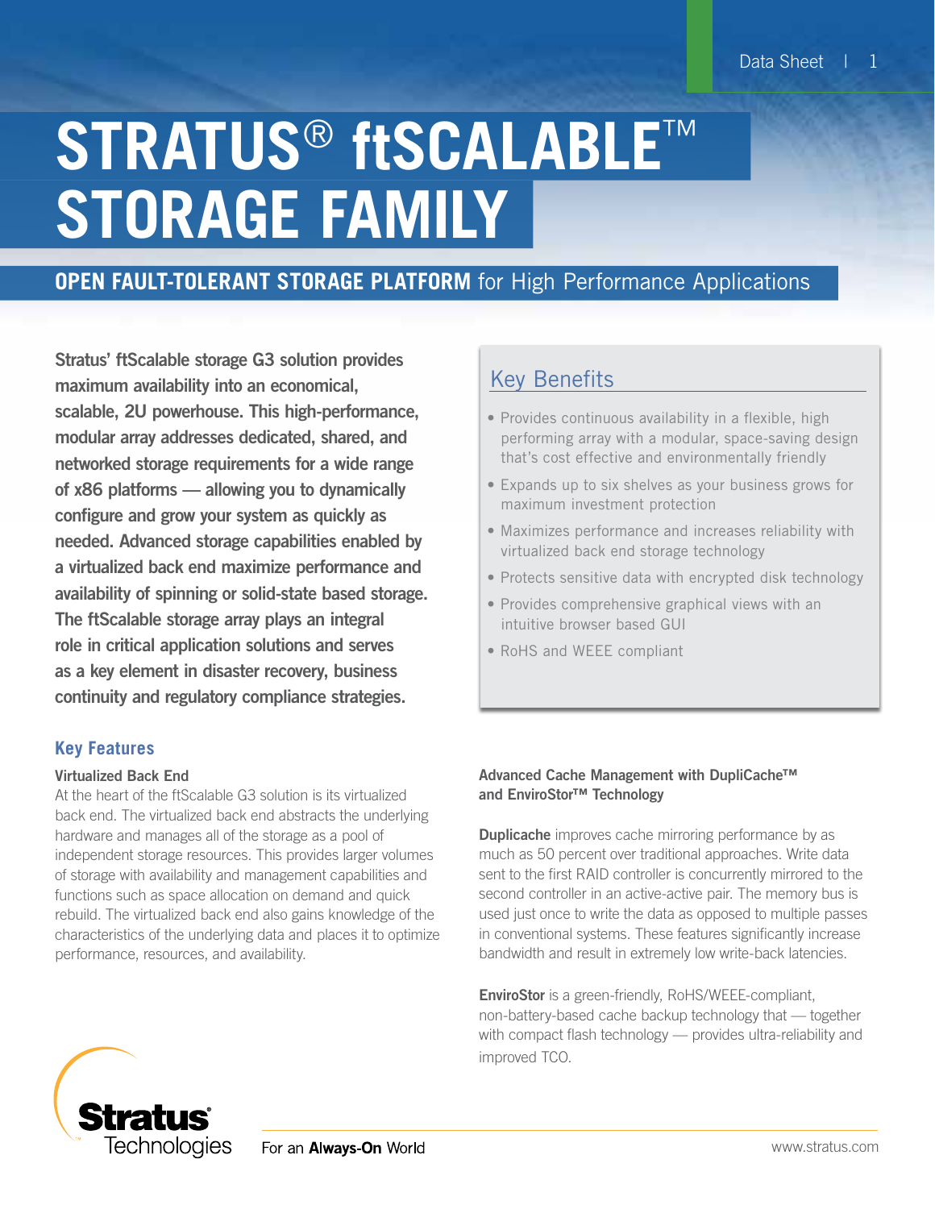# STRATUS® ftSCALABLE™ STORAGE FAMILY

## OPEN FAULT-TOLERANT STORAGE PLATFORM for High Performance Applications

**Stratus' ftScalable storage G3 solution provides maximum availability into an economical, scalable, 2U powerhouse. This high-performance, modular array addresses dedicated, shared, and networked storage requirements for a wide range of x86 platforms — allowing you to dynamically configure and grow your system as quickly as needed. Advanced storage capabilities enabled by a virtualized back end maximize performance and availability of spinning or solid-state based storage. The ftScalable storage array plays an integral role in critical application solutions and serves as a key element in disaster recovery, business continuity and regulatory compliance strategies.**

### Key Benefits

- Provides continuous availability in a flexible, high performing array with a modular, space-saving design that's cost effective and environmentally friendly
- Expands up to six shelves as your business grows for maximum investment protection
- Maximizes performance and increases reliability with virtualized back end storage technology
- Protects sensitive data with encrypted disk technology
- Provides comprehensive graphical views with an intuitive browser based GUI
- RoHS and WEEE compliant

### Key Features

#### Virtualized Back End

At the heart of the ftScalable G3 solution is its virtualized back end. The virtualized back end abstracts the underlying hardware and manages all of the storage as a pool of independent storage resources. This provides larger volumes of storage with availability and management capabilities and functions such as space allocation on demand and quick rebuild. The virtualized back end also gains knowledge of the characteristics of the underlying data and places it to optimize performance, resources, and availability.

#### Advanced Cache Management with DupliCache™ and EnviroStor™ Technology

**Duplicache** improves cache mirroring performance by as much as 50 percent over traditional approaches. Write data sent to the first RAID controller is concurrently mirrored to the second controller in an active-active pair. The memory bus is used just once to write the data as opposed to multiple passes in conventional systems. These features significantly increase bandwidth and result in extremely low write-back latencies.

**EnviroStor** is a green-friendly, RoHS/WEEE-compliant, non-battery-based cache backup technology that — together with compact flash technology — provides ultra-reliability and improved TCO.

Stratus Technologies

For an **Always-On** World

www.stratus.com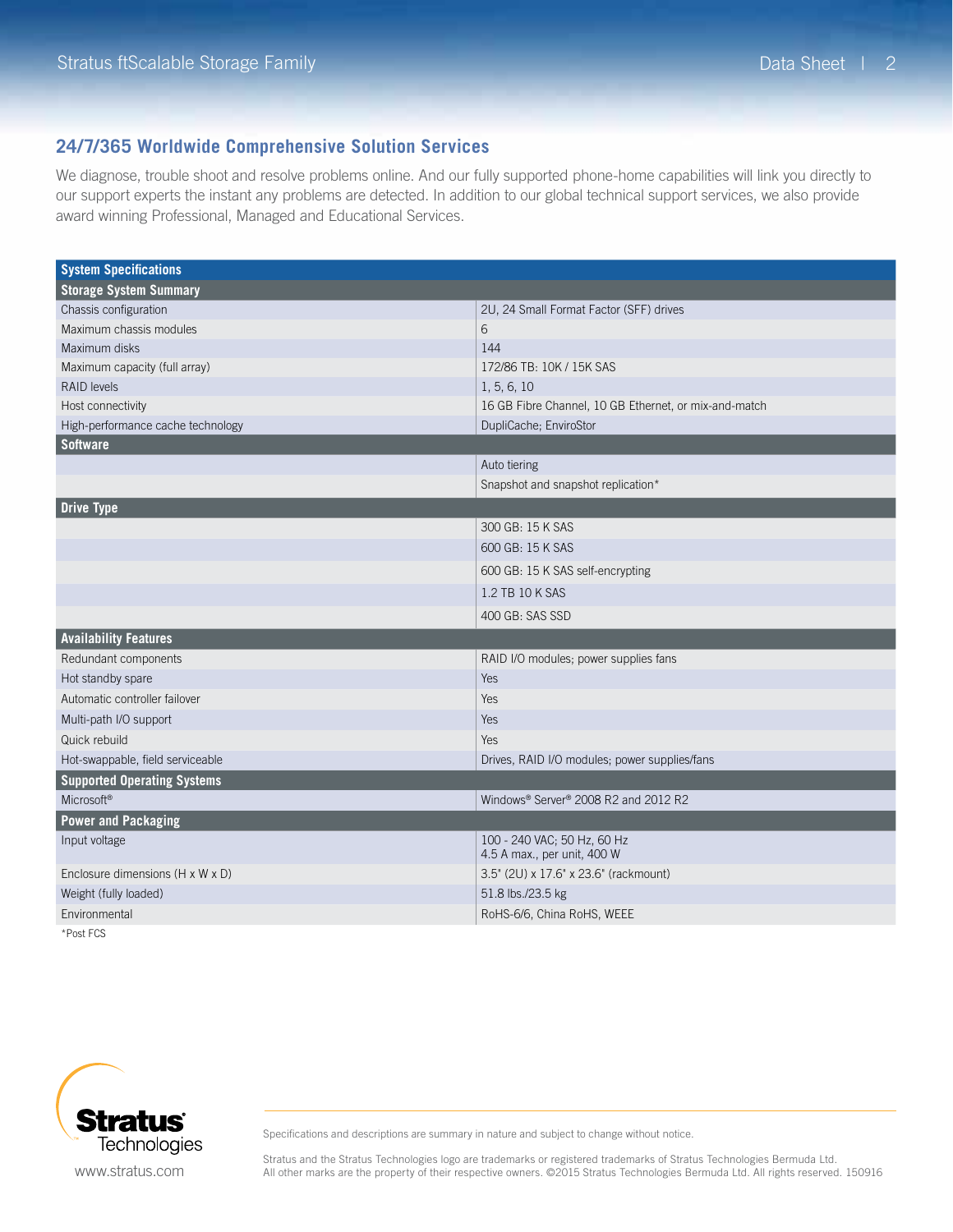## 24/7/365 Worldwide Comprehensive Solution Services

We diagnose, trouble shoot and resolve problems online. And our fully supported phone-home capabilities will link you directly to our support experts the instant any problems are detected. In addition to our global technical support services, we also provide award winning Professional, Managed and Educational Services.

| **System Specifications** | |
|---|---|
| **Storage System Summary** | |
| Chassis configuration | 2U, 24 Small Format Factor (SFF) drives |
| Maximum chassis modules | 6 |
| Maximum disks | 144 |
| Maximum capacity (full array) | 172/86 TB: 10K / 15K SAS |
| RAID levels | 1, 5, 6, 10 |
| Host connectivity | 16 GB Fibre Channel, 10 GB Ethernet, or mix-and-match |
| High-performance cache technology | DupliCache; EnviroStor |
| **Software** | |
| | Auto tiering |
| | Snapshot and snapshot replication* |
| **Drive Type** | |
| | 300 GB: 15 K SAS |
| | 600 GB: 15 K SAS |
| | 600 GB: 15 K SAS self-encrypting |
| | 1.2 TB 10 K SAS |
| | 400 GB: SAS SSD |
| **Availability Features** | |
| Redundant components | RAID I/O modules; power supplies fans |
| Hot standby spare | Yes |
| Automatic controller failover | Yes |
| Multi-path I/O support | Yes |
| Quick rebuild | Yes |
| Hot-swappable, field serviceable | Drives, RAID I/O modules; power supplies/fans |
| **Supported Operating Systems** | |
| Microsoft® | Windows® Server® 2008 R2 and 2012 R2 |
| **Power and Packaging** | |
| Input voltage | 100 - 240 VAC; 50 Hz, 60 Hz<br>4.5 A max., per unit, 400 W |
| Enclosure dimensions (H x W x D) | 3.5" (2U) x 17.6" x 23.6" (rackmount) |
| Weight (fully loaded) | 51.8 lbs./23.5 kg |
| Environmental | RoHS-6/6, China RoHS, WEEE |

*Post FCS

Stratus Technologies

www.stratus.com

Specifications and descriptions are summary in nature and subject to change without notice.

Stratus and the Stratus Technologies logo are trademarks or registered trademarks of Stratus Technologies Bermuda Ltd.
All other marks are the property of their respective owners. ©2015 Stratus Technologies Bermuda Ltd. All rights reserved. 150916